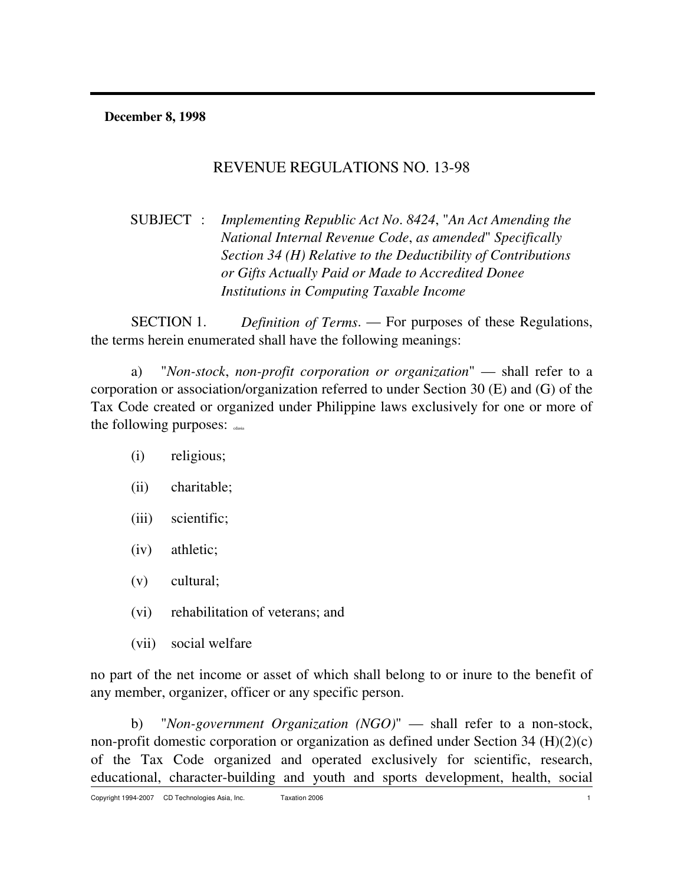**December 8, 1998**

# REVENUE REGULATIONS NO. 13-98

SUBJECT : *Implementing Republic Act No. 8424, "An Act Amending the National Internal Revenue Code, as amended" Specifically Section 34 (H) Relative to the Deductibility of Contributions or Gifts Actually Paid or Made to Accredited Donee Institutions in Computing Taxable Income*

SECTION 1. *Definition of Terms*. — For purposes of these Regulations, the terms herein enumerated shall have the following meanings:

a) "*Non-stock, non-profit corporation or organization*" — shall refer to a corporation or association/organization referred to under Section 30 (E) and (G) of the Tax Code created or organized under Philippine laws exclusively for one or more of the following purposes:

(i) religious;

(ii) charitable;

(iii) scientific;

(iv) athletic;

(v) cultural;

(vi) rehabilitation of veterans; and

(vii) social welfare

no part of the net income or asset of which shall belong to or inure to the benefit of any member, organizer, officer or any specific person.

b) "*Non-government Organization (NGO)*" — shall refer to a non-stock, non-profit domestic corporation or organization as defined under Section 34 (H)(2)(c) of the Tax Code organized and operated exclusively for scientific, research, educational, character-building and youth and sports development, health, social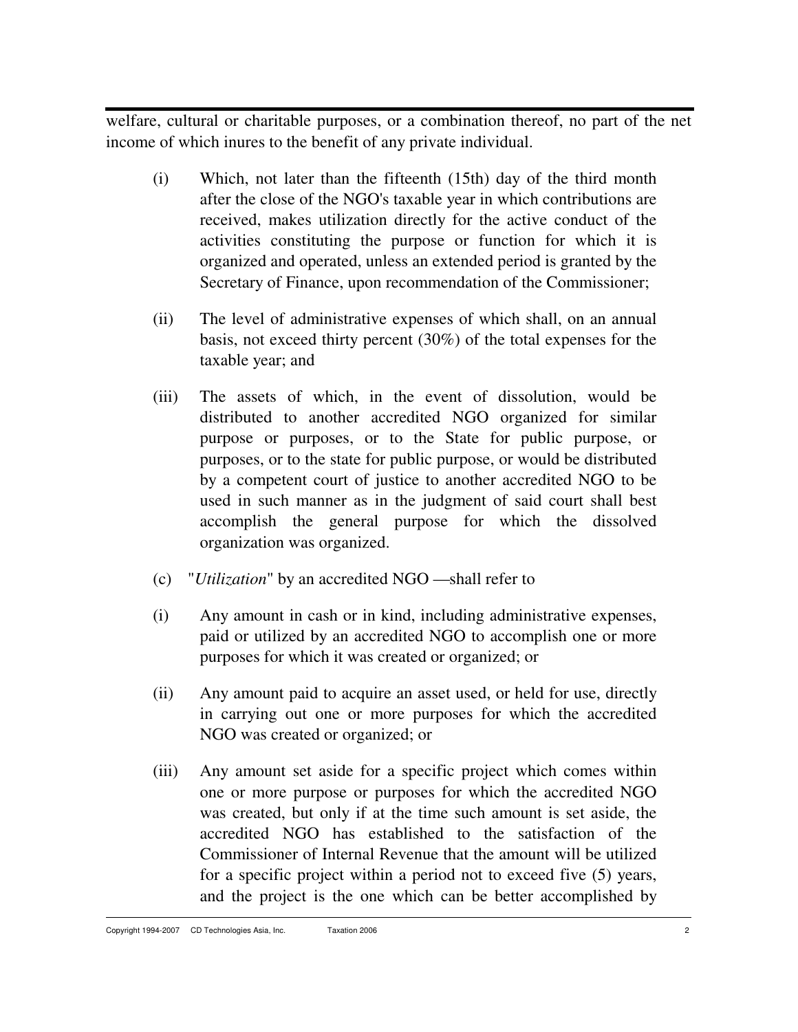welfare, cultural or charitable purposes, or a combination thereof, no part of the net income of which inures to the benefit of any private individual.

(i) Which, not later than the fifteenth (15th) day of the third month after the close of the NGO's taxable year in which contributions are received, makes utilization directly for the active conduct of the activities constituting the purpose or function for which it is organized and operated, unless an extended period is granted by the Secretary of Finance, upon recommendation of the Commissioner;

(ii) The level of administrative expenses of which shall, on an annual basis, not exceed thirty percent (30%) of the total expenses for the taxable year; and

(iii) The assets of which, in the event of dissolution, would be distributed to another accredited NGO organized for similar purpose or purposes, or to the State for public purpose, or purposes, or to the state for public purpose, or would be distributed by a competent court of justice to another accredited NGO to be used in such manner as in the judgment of said court shall best accomplish the general purpose for which the dissolved organization was organized.

(c) "*Utilization*" by an accredited NGO —shall refer to

(i) Any amount in cash or in kind, including administrative expenses, paid or utilized by an accredited NGO to accomplish one or more purposes for which it was created or organized; or

(ii) Any amount paid to acquire an asset used, or held for use, directly in carrying out one or more purposes for which the accredited NGO was created or organized; or

(iii) Any amount set aside for a specific project which comes within one or more purpose or purposes for which the accredited NGO was created, but only if at the time such amount is set aside, the accredited NGO has established to the satisfaction of the Commissioner of Internal Revenue that the amount will be utilized for a specific project within a period not to exceed five (5) years, and the project is the one which can be better accomplished by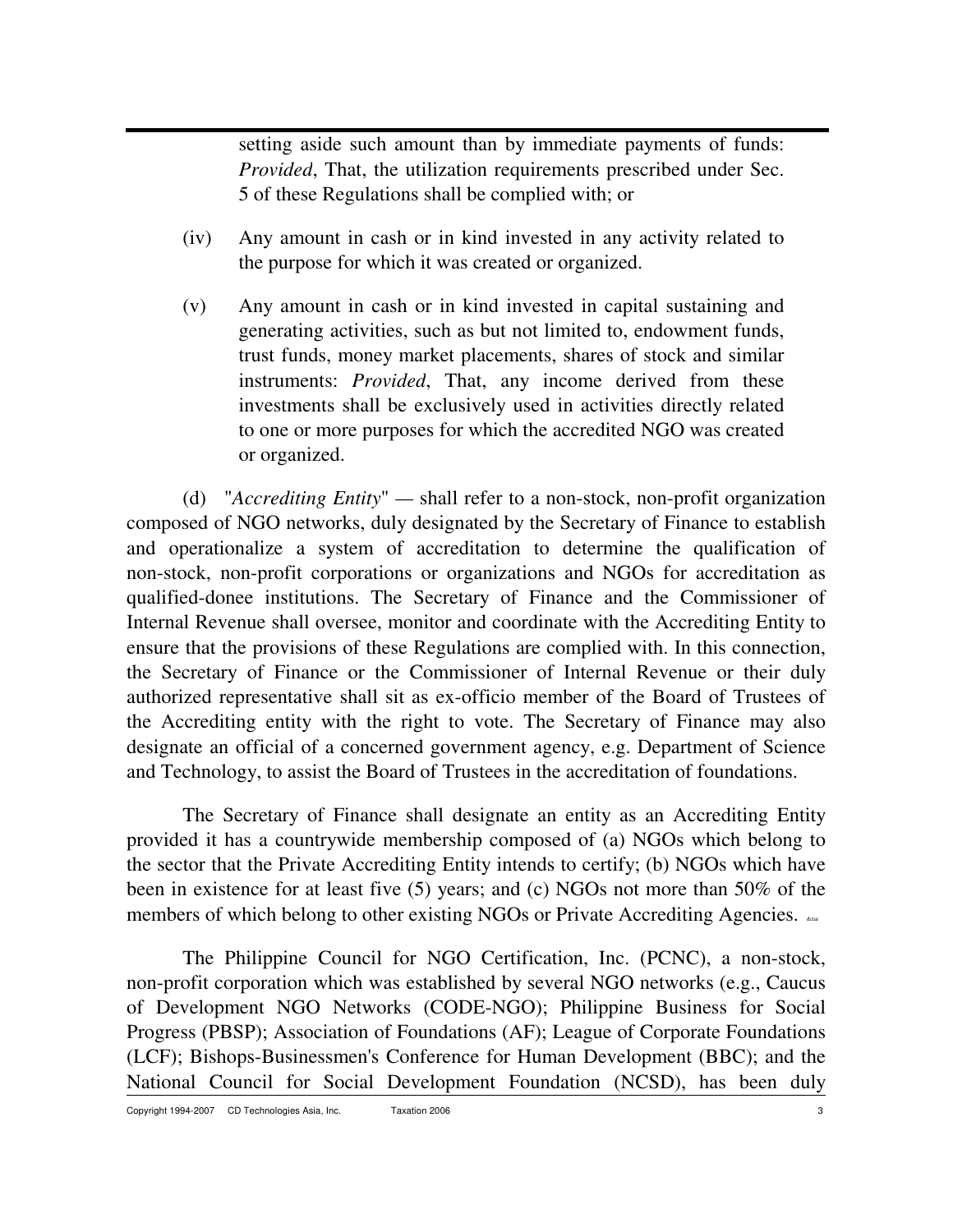setting aside such amount than by immediate payments of funds: *Provided*, That, the utilization requirements prescribed under Sec. 5 of these Regulations shall be complied with; or

(iv) Any amount in cash or in kind invested in any activity related to the purpose for which it was created or organized.

(v) Any amount in cash or in kind invested in capital sustaining and generating activities, such as but not limited to, endowment funds, trust funds, money market placements, shares of stock and similar instruments: *Provided*, That, any income derived from these investments shall be exclusively used in activities directly related to one or more purposes for which the accredited NGO was created or organized.

(d) "*Accrediting Entity*" — shall refer to a non-stock, non-profit organization composed of NGO networks, duly designated by the Secretary of Finance to establish and operationalize a system of accreditation to determine the qualification of non-stock, non-profit corporations or organizations and NGOs for accreditation as qualified-donee institutions. The Secretary of Finance and the Commissioner of Internal Revenue shall oversee, monitor and coordinate with the Accrediting Entity to ensure that the provisions of these Regulations are complied with. In this connection, the Secretary of Finance or the Commissioner of Internal Revenue or their duly authorized representative shall sit as ex-officio member of the Board of Trustees of the Accrediting entity with the right to vote. The Secretary of Finance may also designate an official of a concerned government agency, e.g. Department of Science and Technology, to assist the Board of Trustees in the accreditation of foundations.

The Secretary of Finance shall designate an entity as an Accrediting Entity provided it has a countrywide membership composed of (a) NGOs which belong to the sector that the Private Accrediting Entity intends to certify; (b) NGOs which have been in existence for at least five (5) years; and (c) NGOs not more than 50% of the members of which belong to other existing NGOs or Private Accrediting Agencies.

The Philippine Council for NGO Certification, Inc. (PCNC), a non-stock, non-profit corporation which was established by several NGO networks (e.g., Caucus of Development NGO Networks (CODE-NGO); Philippine Business for Social Progress (PBSP); Association of Foundations (AF); League of Corporate Foundations (LCF); Bishops-Businessmen's Conference for Human Development (BBC); and the National Council for Social Development Foundation (NCSD), has been duly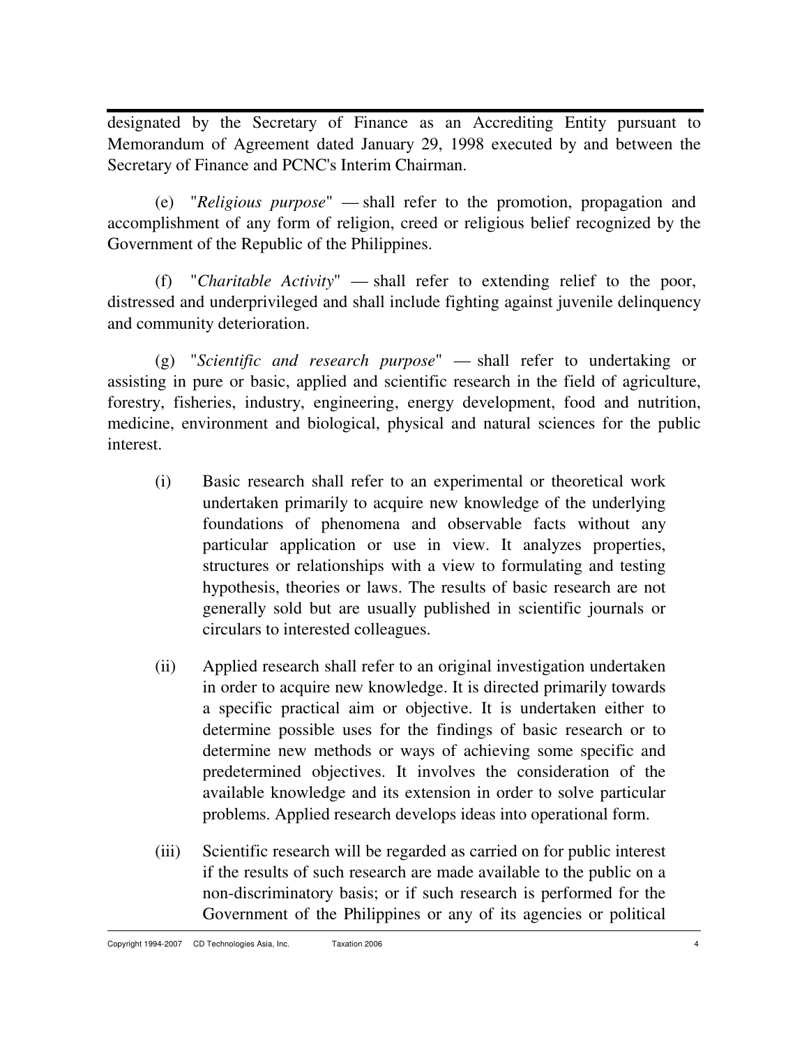designated by the Secretary of Finance as an Accrediting Entity pursuant to Memorandum of Agreement dated January 29, 1998 executed by and between the Secretary of Finance and PCNC's Interim Chairman.

(e) "*Religious purpose*" — shall refer to the promotion, propagation and accomplishment of any form of religion, creed or religious belief recognized by the Government of the Republic of the Philippines.

(f) "*Charitable Activity*" — shall refer to extending relief to the poor, distressed and underprivileged and shall include fighting against juvenile delinquency and community deterioration.

(g) "*Scientific and research purpose*" — shall refer to undertaking or assisting in pure or basic, applied and scientific research in the field of agriculture, forestry, fisheries, industry, engineering, energy development, food and nutrition, medicine, environment and biological, physical and natural sciences for the public interest.

(i) Basic research shall refer to an experimental or theoretical work undertaken primarily to acquire new knowledge of the underlying foundations of phenomena and observable facts without any particular application or use in view. It analyzes properties, structures or relationships with a view to formulating and testing hypothesis, theories or laws. The results of basic research are not generally sold but are usually published in scientific journals or circulars to interested colleagues.

(ii) Applied research shall refer to an original investigation undertaken in order to acquire new knowledge. It is directed primarily towards a specific practical aim or objective. It is undertaken either to determine possible uses for the findings of basic research or to determine new methods or ways of achieving some specific and predetermined objectives. It involves the consideration of the available knowledge and its extension in order to solve particular problems. Applied research develops ideas into operational form.

(iii) Scientific research will be regarded as carried on for public interest if the results of such research are made available to the public on a non-discriminatory basis; or if such research is performed for the Government of the Philippines or any of its agencies or political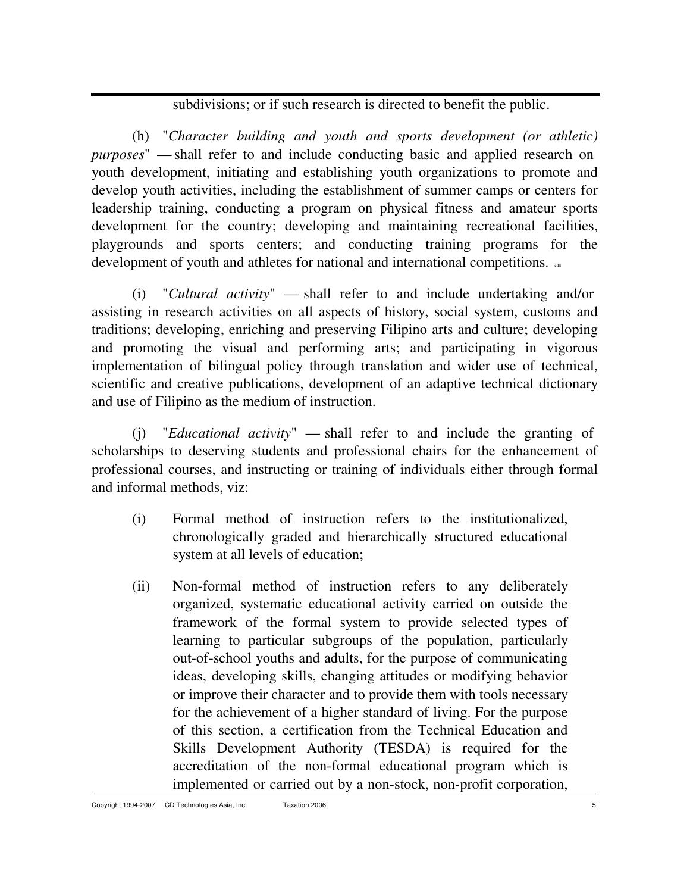subdivisions; or if such research is directed to benefit the public.

(h) "*Character building and youth and sports development (or athletic) purposes*" — shall refer to and include conducting basic and applied research on youth development, initiating and establishing youth organizations to promote and develop youth activities, including the establishment of summer camps or centers for leadership training, conducting a program on physical fitness and amateur sports development for the country; developing and maintaining recreational facilities, playgrounds and sports centers; and conducting training programs for the development of youth and athletes for national and international competitions.

(i) "*Cultural activity*" — shall refer to and include undertaking and/or assisting in research activities on all aspects of history, social system, customs and traditions; developing, enriching and preserving Filipino arts and culture; developing and promoting the visual and performing arts; and participating in vigorous implementation of bilingual policy through translation and wider use of technical, scientific and creative publications, development of an adaptive technical dictionary and use of Filipino as the medium of instruction.

(j) "*Educational activity*" — shall refer to and include the granting of scholarships to deserving students and professional chairs for the enhancement of professional courses, and instructing or training of individuals either through formal and informal methods, viz:

(i) Formal method of instruction refers to the institutionalized, chronologically graded and hierarchically structured educational system at all levels of education;

(ii) Non-formal method of instruction refers to any deliberately organized, systematic educational activity carried on outside the framework of the formal system to provide selected types of learning to particular subgroups of the population, particularly out-of-school youths and adults, for the purpose of communicating ideas, developing skills, changing attitudes or modifying behavior or improve their character and to provide them with tools necessary for the achievement of a higher standard of living. For the purpose of this section, a certification from the Technical Education and Skills Development Authority (TESDA) is required for the accreditation of the non-formal educational program which is implemented or carried out by a non-stock, non-profit corporation,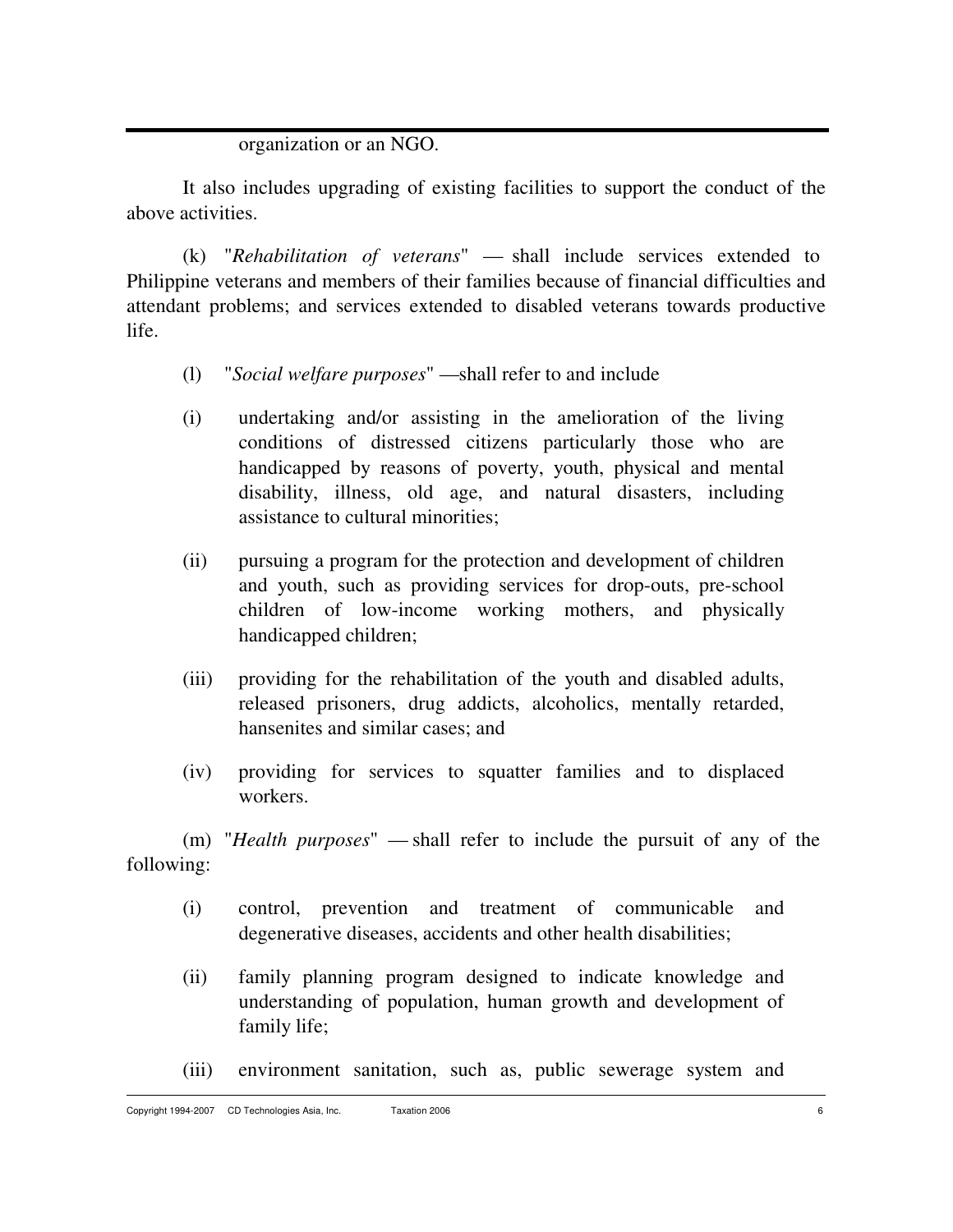organization or an NGO.

It also includes upgrading of existing facilities to support the conduct of the above activities.

(k) "*Rehabilitation of veterans*" — shall include services extended to Philippine veterans and members of their families because of financial difficulties and attendant problems; and services extended to disabled veterans towards productive life.

(l) "*Social welfare purposes*" —shall refer to and include

(i) undertaking and/or assisting in the amelioration of the living conditions of distressed citizens particularly those who are handicapped by reasons of poverty, youth, physical and mental disability, illness, old age, and natural disasters, including assistance to cultural minorities;

(ii) pursuing a program for the protection and development of children and youth, such as providing services for drop-outs, pre-school children of low-income working mothers, and physically handicapped children;

(iii) providing for the rehabilitation of the youth and disabled adults, released prisoners, drug addicts, alcoholics, mentally retarded, hansenites and similar cases; and

(iv) providing for services to squatter families and to displaced workers.

(m) "*Health purposes*" — shall refer to include the pursuit of any of the following:

(i) control, prevention and treatment of communicable and degenerative diseases, accidents and other health disabilities;

(ii) family planning program designed to indicate knowledge and understanding of population, human growth and development of family life;

(iii) environment sanitation, such as, public sewerage system and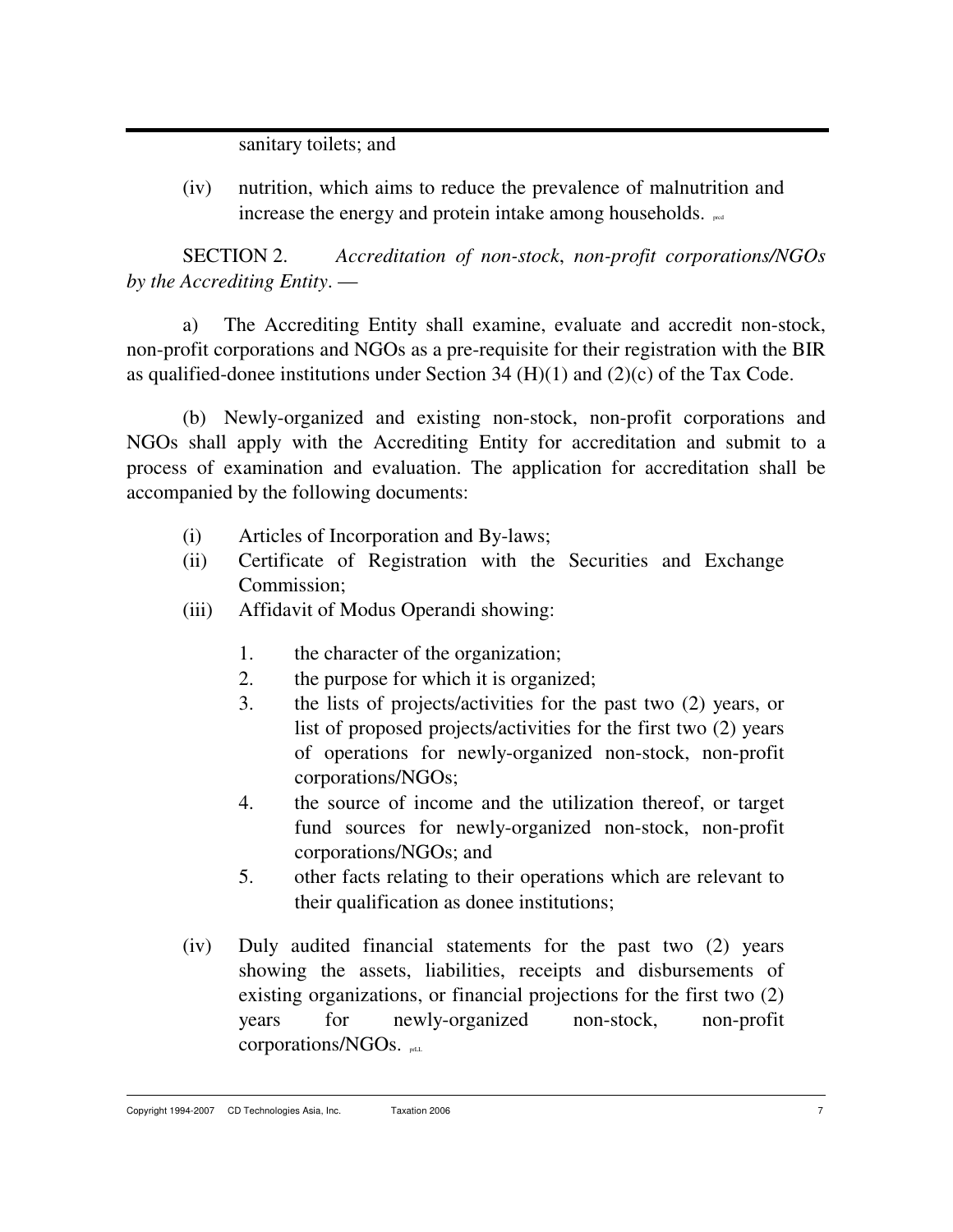sanitary toilets; and

(iv) nutrition, which aims to reduce the prevalence of malnutrition and increase the energy and protein intake among households. prcd

SECTION 2. *Accreditation of non-stock, non-profit corporations/NGOs by the Accrediting Entity*. —

a) The Accrediting Entity shall examine, evaluate and accredit non-stock, non-profit corporations and NGOs as a pre-requisite for their registration with the BIR as qualified-donee institutions under Section 34 (H)(1) and (2)(c) of the Tax Code.

(b) Newly-organized and existing non-stock, non-profit corporations and NGOs shall apply with the Accrediting Entity for accreditation and submit to a process of examination and evaluation. The application for accreditation shall be accompanied by the following documents:

(i) Articles of Incorporation and By-laws;

(ii) Certificate of Registration with the Securities and Exchange Commission;

(iii) Affidavit of Modus Operandi showing:

1. the character of the organization;
2. the purpose for which it is organized;
3. the lists of projects/activities for the past two (2) years, or list of proposed projects/activities for the first two (2) years of operations for newly-organized non-stock, non-profit corporations/NGOs;
4. the source of income and the utilization thereof, or target fund sources for newly-organized non-stock, non-profit corporations/NGOs; and
5. other facts relating to their operations which are relevant to their qualification as donee institutions;

(iv) Duly audited financial statements for the past two (2) years showing the assets, liabilities, receipts and disbursements of existing organizations, or financial projections for the first two (2) years for newly-organized non-stock, non-profit corporations/NGOs. prLL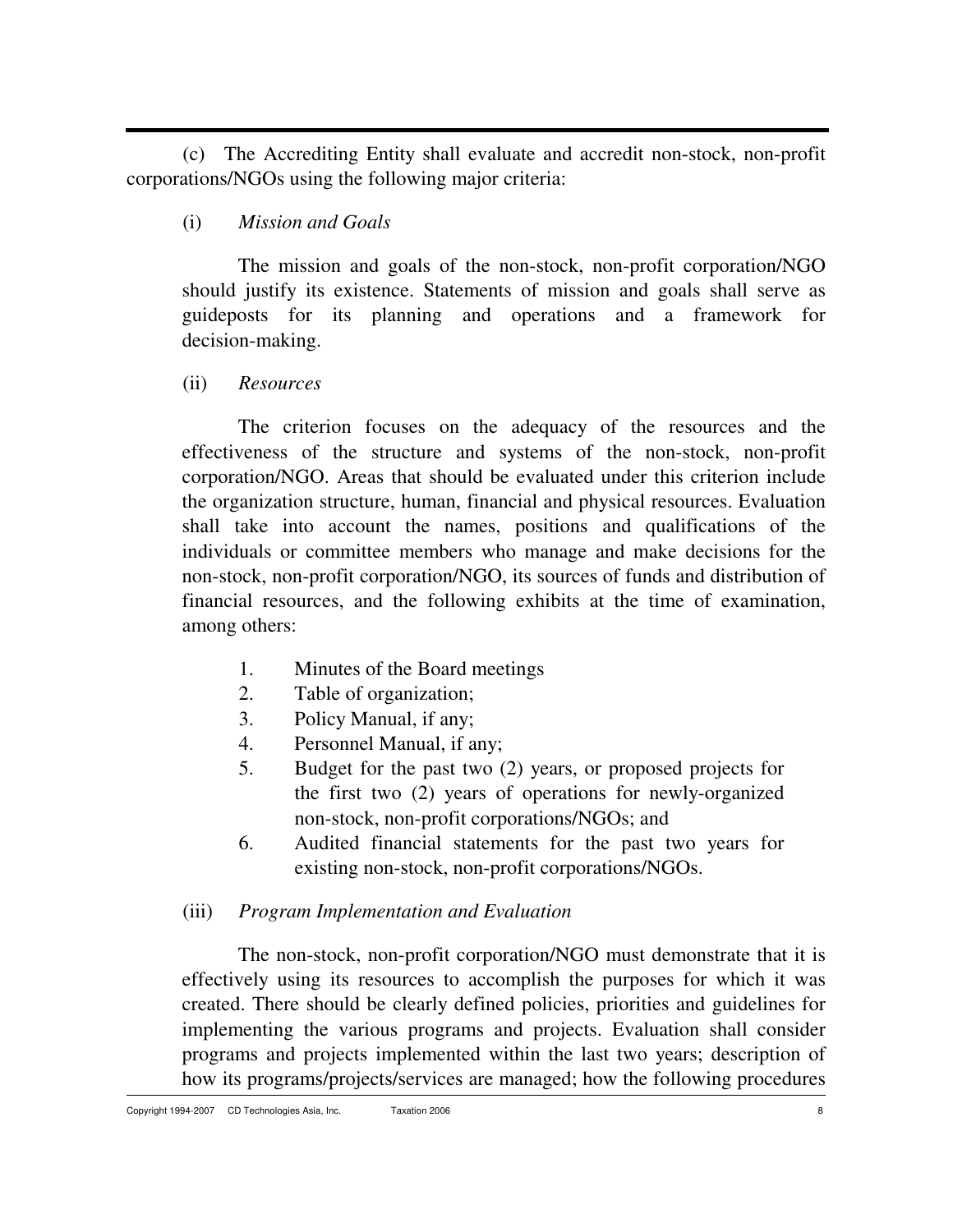(c) The Accrediting Entity shall evaluate and accredit non-stock, non-profit corporations/NGOs using the following major criteria:

(i) *Mission and Goals*

The mission and goals of the non-stock, non-profit corporation/NGO should justify its existence. Statements of mission and goals shall serve as guideposts for its planning and operations and a framework for decision-making.

(ii) *Resources*

The criterion focuses on the adequacy of the resources and the effectiveness of the structure and systems of the non-stock, non-profit corporation/NGO. Areas that should be evaluated under this criterion include the organization structure, human, financial and physical resources. Evaluation shall take into account the names, positions and qualifications of the individuals or committee members who manage and make decisions for the non-stock, non-profit corporation/NGO, its sources of funds and distribution of financial resources, and the following exhibits at the time of examination, among others:

1. Minutes of the Board meetings
2. Table of organization;
3. Policy Manual, if any;
4. Personnel Manual, if any;
5. Budget for the past two (2) years, or proposed projects for the first two (2) years of operations for newly-organized non-stock, non-profit corporations/NGOs; and
6. Audited financial statements for the past two years for existing non-stock, non-profit corporations/NGOs.

(iii) *Program Implementation and Evaluation*

The non-stock, non-profit corporation/NGO must demonstrate that it is effectively using its resources to accomplish the purposes for which it was created. There should be clearly defined policies, priorities and guidelines for implementing the various programs and projects. Evaluation shall consider programs and projects implemented within the last two years; description of how its programs/projects/services are managed; how the following procedures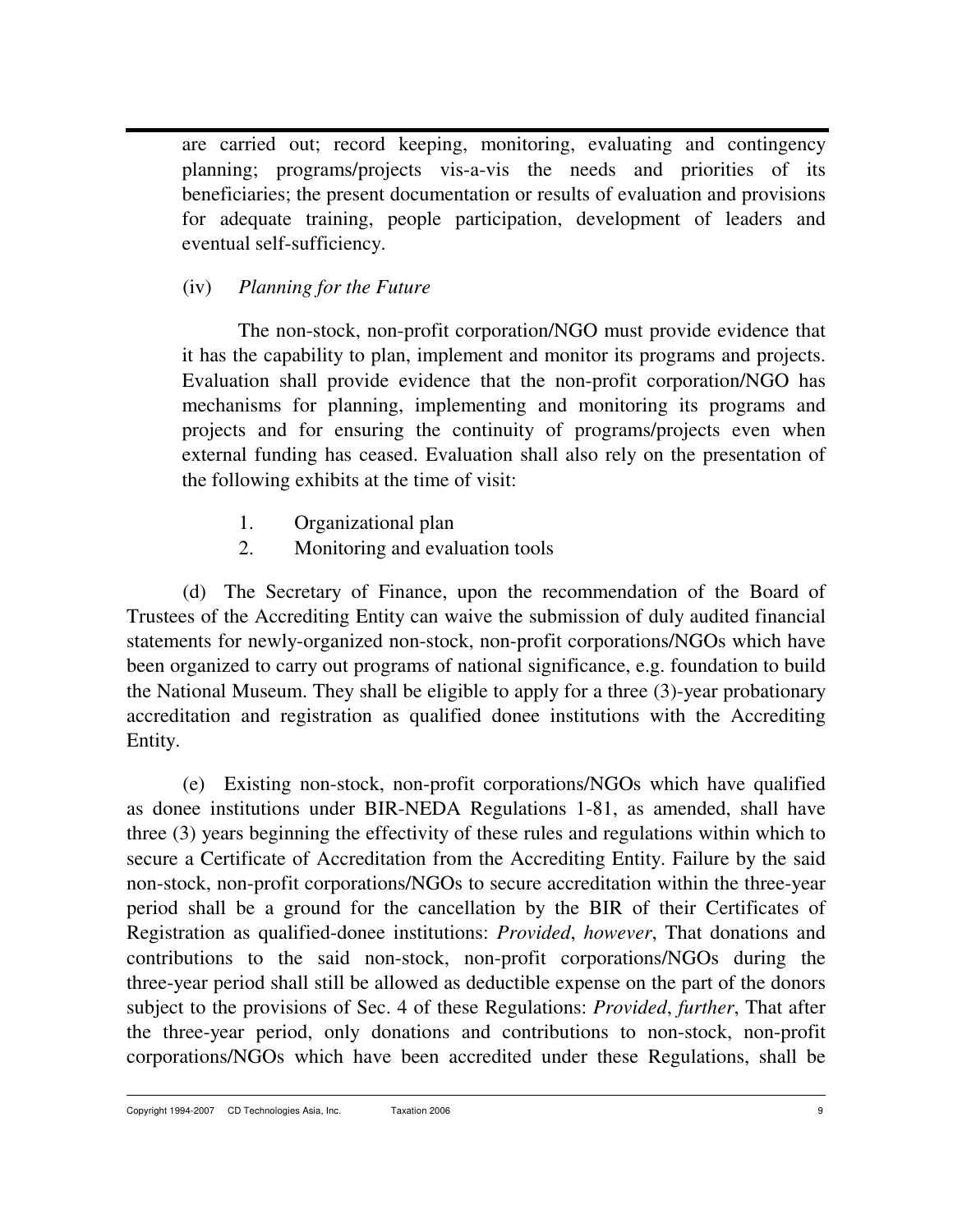are carried out; record keeping, monitoring, evaluating and contingency planning; programs/projects vis-a-vis the needs and priorities of its beneficiaries; the present documentation or results of evaluation and provisions for adequate training, people participation, development of leaders and eventual self-sufficiency.

(iv) *Planning for the Future*

The non-stock, non-profit corporation/NGO must provide evidence that it has the capability to plan, implement and monitor its programs and projects. Evaluation shall provide evidence that the non-profit corporation/NGO has mechanisms for planning, implementing and monitoring its programs and projects and for ensuring the continuity of programs/projects even when external funding has ceased. Evaluation shall also rely on the presentation of the following exhibits at the time of visit:

1. Organizational plan
2. Monitoring and evaluation tools

(d) The Secretary of Finance, upon the recommendation of the Board of Trustees of the Accrediting Entity can waive the submission of duly audited financial statements for newly-organized non-stock, non-profit corporations/NGOs which have been organized to carry out programs of national significance, e.g. foundation to build the National Museum. They shall be eligible to apply for a three (3)-year probationary accreditation and registration as qualified donee institutions with the Accrediting Entity.

(e) Existing non-stock, non-profit corporations/NGOs which have qualified as donee institutions under BIR-NEDA Regulations 1-81, as amended, shall have three (3) years beginning the effectivity of these rules and regulations within which to secure a Certificate of Accreditation from the Accrediting Entity. Failure by the said non-stock, non-profit corporations/NGOs to secure accreditation within the three-year period shall be a ground for the cancellation by the BIR of their Certificates of Registration as qualified-donee institutions: *Provided*, *however*, That donations and contributions to the said non-stock, non-profit corporations/NGOs during the three-year period shall still be allowed as deductible expense on the part of the donors subject to the provisions of Sec. 4 of these Regulations: *Provided*, *further*, That after the three-year period, only donations and contributions to non-stock, non-profit corporations/NGOs which have been accredited under these Regulations, shall be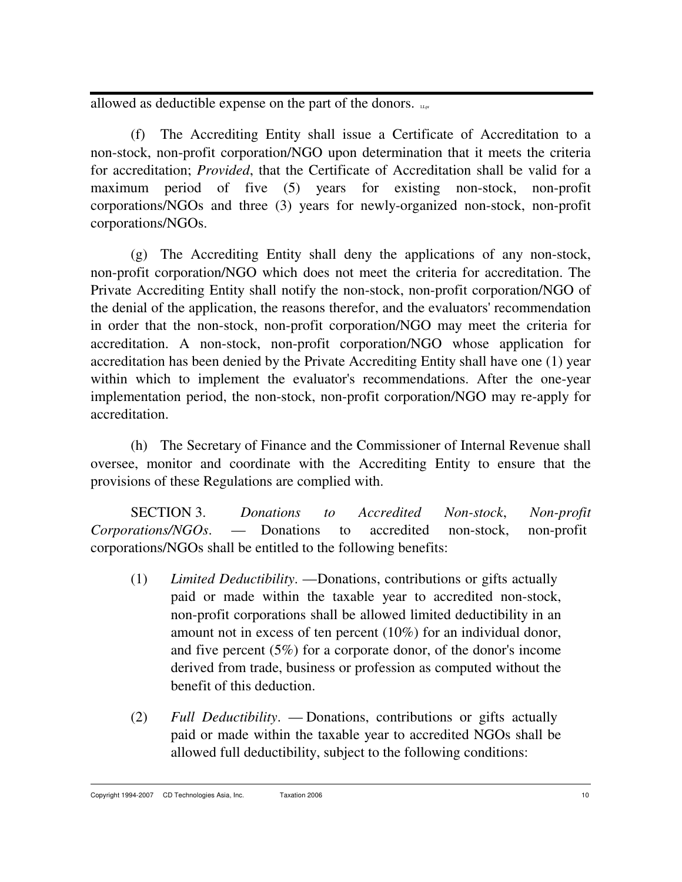allowed as deductible expense on the part of the donors. LLpr

(f) The Accrediting Entity shall issue a Certificate of Accreditation to a non-stock, non-profit corporation/NGO upon determination that it meets the criteria for accreditation; *Provided*, that the Certificate of Accreditation shall be valid for a maximum period of five (5) years for existing non-stock, non-profit corporations/NGOs and three (3) years for newly-organized non-stock, non-profit corporations/NGOs.

(g) The Accrediting Entity shall deny the applications of any non-stock, non-profit corporation/NGO which does not meet the criteria for accreditation. The Private Accrediting Entity shall notify the non-stock, non-profit corporation/NGO of the denial of the application, the reasons therefor, and the evaluators' recommendation in order that the non-stock, non-profit corporation/NGO may meet the criteria for accreditation. A non-stock, non-profit corporation/NGO whose application for accreditation has been denied by the Private Accrediting Entity shall have one (1) year within which to implement the evaluator's recommendations. After the one-year implementation period, the non-stock, non-profit corporation/NGO may re-apply for accreditation.

(h) The Secretary of Finance and the Commissioner of Internal Revenue shall oversee, monitor and coordinate with the Accrediting Entity to ensure that the provisions of these Regulations are complied with.

SECTION 3. *Donations to Accredited Non-stock, Non-profit Corporations/NGOs*. — Donations to accredited non-stock, non-profit corporations/NGOs shall be entitled to the following benefits:

(1) *Limited Deductibility*. —Donations, contributions or gifts actually paid or made within the taxable year to accredited non-stock, non-profit corporations shall be allowed limited deductibility in an amount not in excess of ten percent (10%) for an individual donor, and five percent (5%) for a corporate donor, of the donor's income derived from trade, business or profession as computed without the benefit of this deduction.

(2) *Full Deductibility*. — Donations, contributions or gifts actually paid or made within the taxable year to accredited NGOs shall be allowed full deductibility, subject to the following conditions: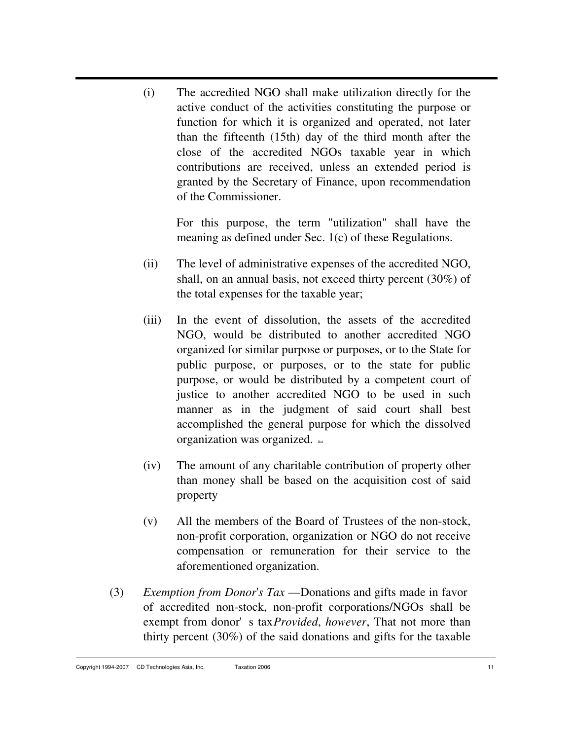(i) The accredited NGO shall make utilization directly for the active conduct of the activities constituting the purpose or function for which it is organized and operated, not later than the fifteenth (15th) day of the third month after the close of the accredited NGOs taxable year in which contributions are received, unless an extended period is granted by the Secretary of Finance, upon recommendation of the Commissioner.

For this purpose, the term "utilization" shall have the meaning as defined under Sec. 1(c) of these Regulations.

(ii) The level of administrative expenses of the accredited NGO, shall, on an annual basis, not exceed thirty percent (30%) of the total expenses for the taxable year;

(iii) In the event of dissolution, the assets of the accredited NGO, would be distributed to another accredited NGO organized for similar purpose or purposes, or to the State for public purpose, or purposes, or to the state for public purpose, or would be distributed by a competent court of justice to another accredited NGO to be used in such manner as in the judgment of said court shall best accomplished the general purpose for which the dissolved organization was organized.

(iv) The amount of any charitable contribution of property other than money shall be based on the acquisition cost of said property

(v) All the members of the Board of Trustees of the non-stock, non-profit corporation, organization or NGO do not receive compensation or remuneration for their service to the aforementioned organization.

(3) *Exemption from Donor's Tax* —Donations and gifts made in favor of accredited non-stock, non-profit corporations/NGOs shall be exempt from donor' s tax *Provided*, *however*, That not more than thirty percent (30%) of the said donations and gifts for the taxable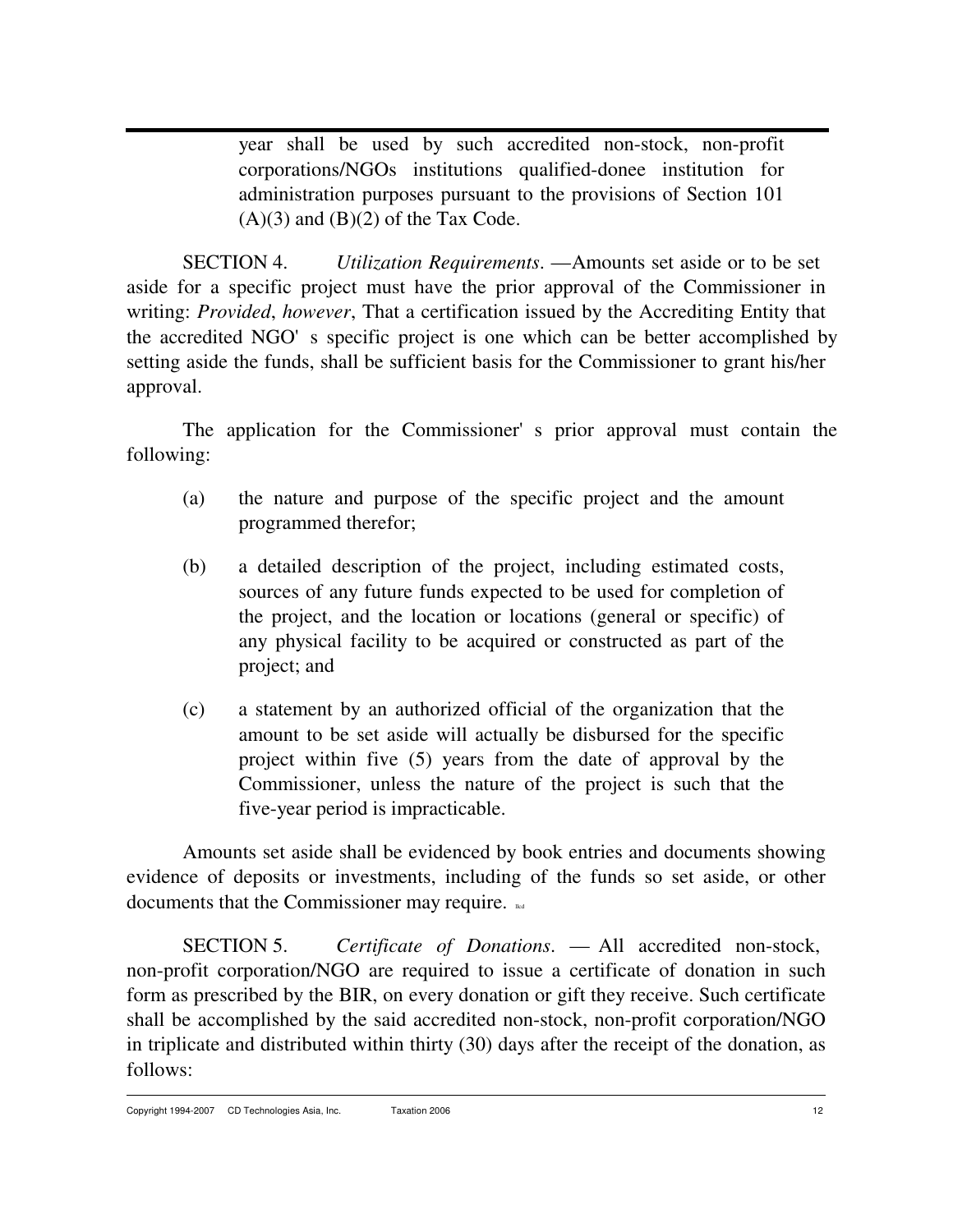year shall be used by such accredited non-stock, non-profit corporations/NGOs institutions qualified-donee institution for administration purposes pursuant to the provisions of Section 101 (A)(3) and (B)(2) of the Tax Code.

SECTION 4. *Utilization Requirements*. — Amounts set aside or to be set aside for a specific project must have the prior approval of the Commissioner in writing: *Provided*, *however*, That a certification issued by the Accrediting Entity that the accredited NGO's specific project is one which can be better accomplished by setting aside the funds, shall be sufficient basis for the Commissioner to grant his/her approval.

The application for the Commissioner's prior approval must contain the following:

(a) the nature and purpose of the specific project and the amount programmed therefor;

(b) a detailed description of the project, including estimated costs, sources of any future funds expected to be used for completion of the project, and the location or locations (general or specific) of any physical facility to be acquired or constructed as part of the project; and

(c) a statement by an authorized official of the organization that the amount to be set aside will actually be disbursed for the specific project within five (5) years from the date of approval by the Commissioner, unless the nature of the project is such that the five-year period is impracticable.

Amounts set aside shall be evidenced by book entries and documents showing evidence of deposits or investments, including of the funds so set aside, or other documents that the Commissioner may require.

SECTION 5. *Certificate of Donations*. — All accredited non-stock, non-profit corporation/NGO are required to issue a certificate of donation in such form as prescribed by the BIR, on every donation or gift they receive. Such certificate shall be accomplished by the said accredited non-stock, non-profit corporation/NGO in triplicate and distributed within thirty (30) days after the receipt of the donation, as follows: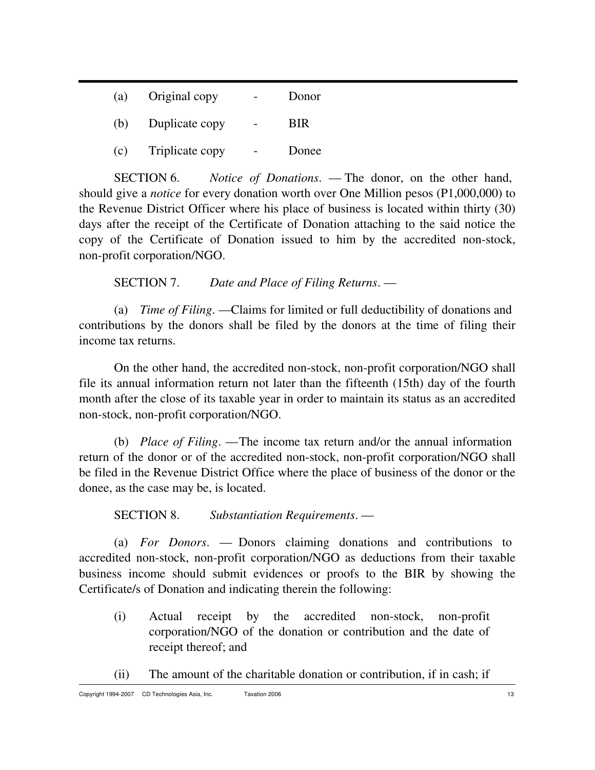(a) Original copy - Donor

(b) Duplicate copy - BIR

(c) Triplicate copy - Donee

SECTION 6. *Notice of Donations*. — The donor, on the other hand, should give a *notice* for every donation worth over One Million pesos (P1,000,000) to the Revenue District Officer where his place of business is located within thirty (30) days after the receipt of the Certificate of Donation attaching to the said notice the copy of the Certificate of Donation issued to him by the accredited non-stock, non-profit corporation/NGO.

SECTION 7. *Date and Place of Filing Returns*. —

(a) *Time of Filing*. —Claims for limited or full deductibility of donations and contributions by the donors shall be filed by the donors at the time of filing their income tax returns.

On the other hand, the accredited non-stock, non-profit corporation/NGO shall file its annual information return not later than the fifteenth (15th) day of the fourth month after the close of its taxable year in order to maintain its status as an accredited non-stock, non-profit corporation/NGO.

(b) *Place of Filing*. —The income tax return and/or the annual information return of the donor or of the accredited non-stock, non-profit corporation/NGO shall be filed in the Revenue District Office where the place of business of the donor or the donee, as the case may be, is located.

SECTION 8. *Substantiation Requirements*. —

(a) *For Donors*. — Donors claiming donations and contributions to accredited non-stock, non-profit corporation/NGO as deductions from their taxable business income should submit evidences or proofs to the BIR by showing the Certificate/s of Donation and indicating therein the following:

(i) Actual receipt by the accredited non-stock, non-profit corporation/NGO of the donation or contribution and the date of receipt thereof; and

(ii) The amount of the charitable donation or contribution, if in cash; if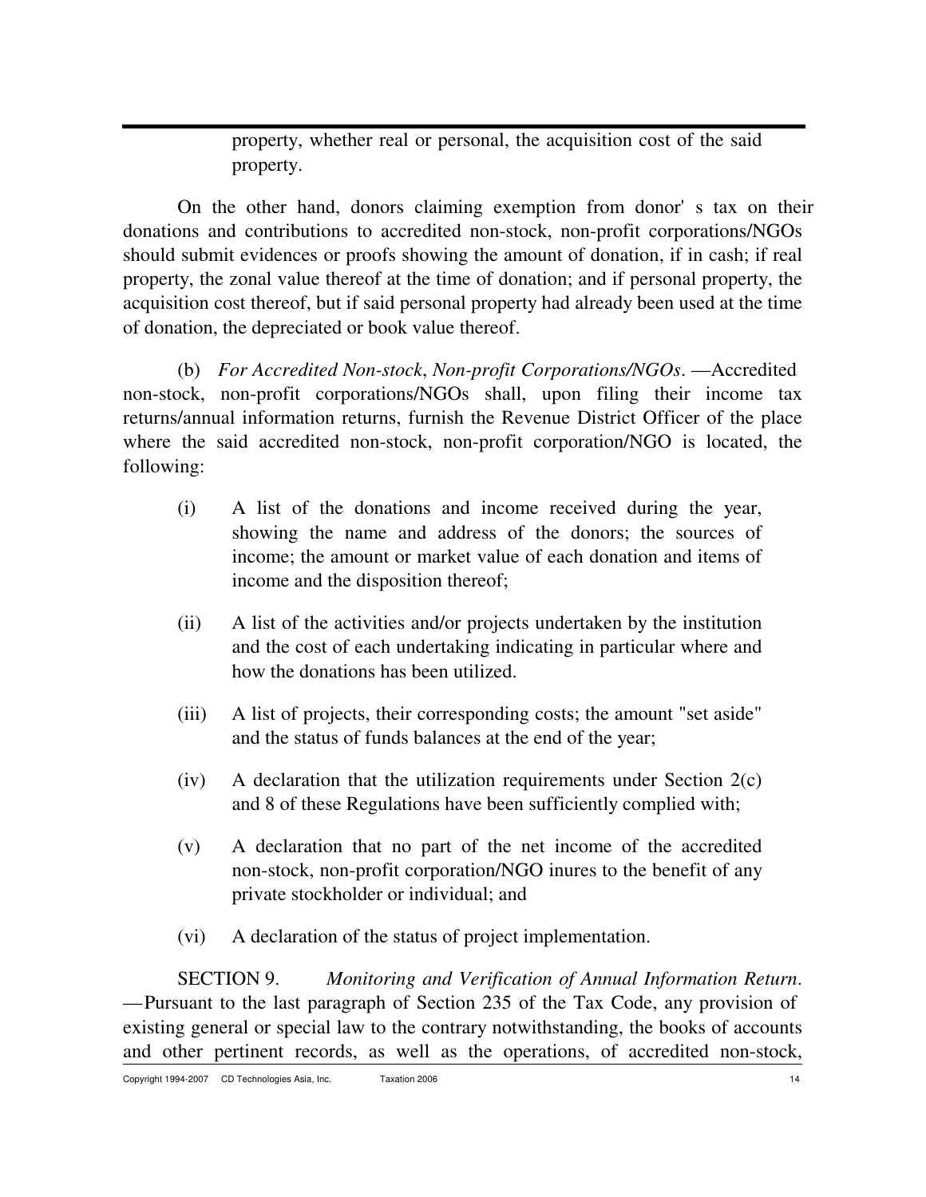property, whether real or personal, the acquisition cost of the said property.

On the other hand, donors claiming exemption from donor' s tax on their donations and contributions to accredited non-stock, non-profit corporations/NGOs should submit evidences or proofs showing the amount of donation, if in cash; if real property, the zonal value thereof at the time of donation; and if personal property, the acquisition cost thereof, but if said personal property had already been used at the time of donation, the depreciated or book value thereof.

(b) *For Accredited Non-stock, Non-profit Corporations/NGOs*. — Accredited non-stock, non-profit corporations/NGOs shall, upon filing their income tax returns/annual information returns, furnish the Revenue District Officer of the place where the said accredited non-stock, non-profit corporation/NGO is located, the following:

(i) A list of the donations and income received during the year, showing the name and address of the donors; the sources of income; the amount or market value of each donation and items of income and the disposition thereof;

(ii) A list of the activities and/or projects undertaken by the institution and the cost of each undertaking indicating in particular where and how the donations has been utilized.

(iii) A list of projects, their corresponding costs; the amount "set aside" and the status of funds balances at the end of the year;

(iv) A declaration that the utilization requirements under Section 2(c) and 8 of these Regulations have been sufficiently complied with;

(v) A declaration that no part of the net income of the accredited non-stock, non-profit corporation/NGO inures to the benefit of any private stockholder or individual; and

(vi) A declaration of the status of project implementation.

SECTION 9. *Monitoring and Verification of Annual Information Return*. — Pursuant to the last paragraph of Section 235 of the Tax Code, any provision of existing general or special law to the contrary notwithstanding, the books of accounts and other pertinent records, as well as the operations, of accredited non-stock,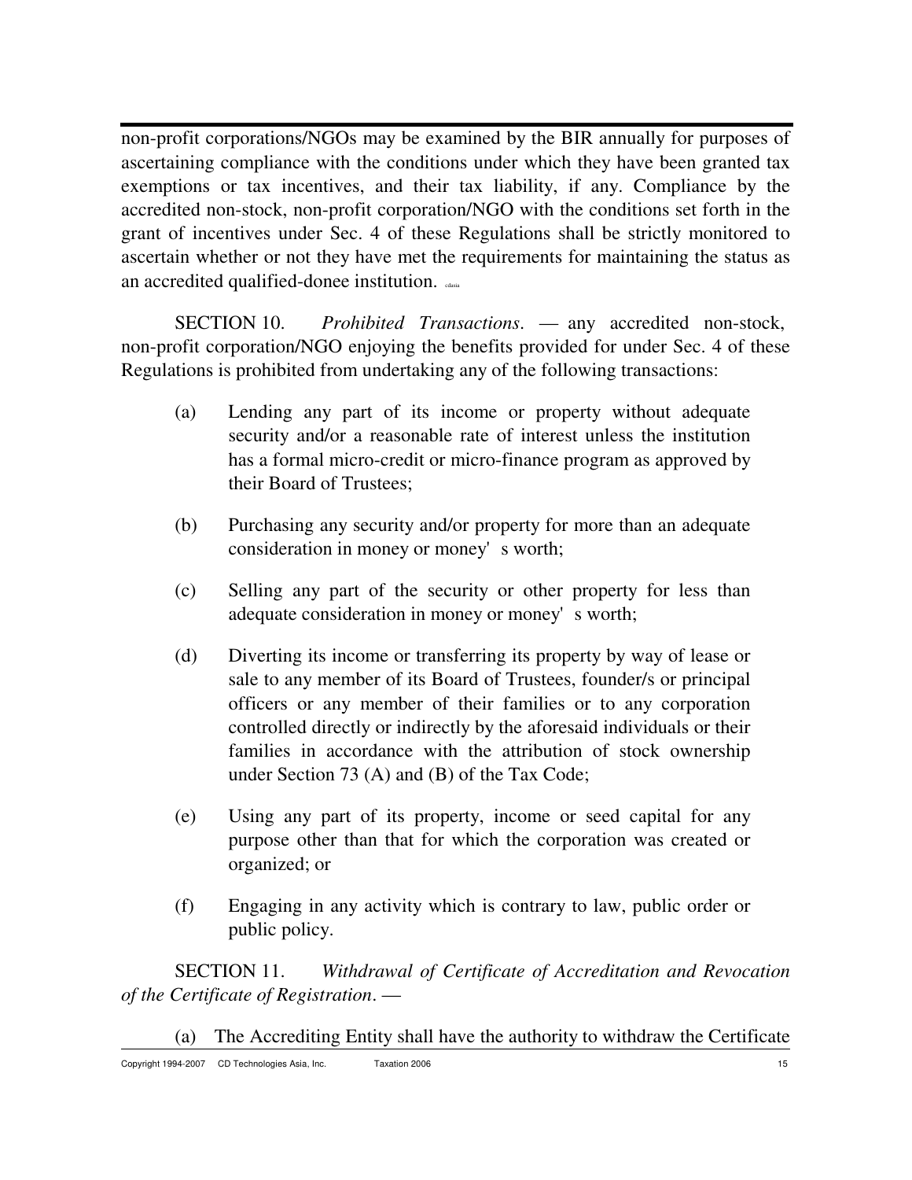non-profit corporations/NGOs may be examined by the BIR annually for purposes of ascertaining compliance with the conditions under which they have been granted tax exemptions or tax incentives, and their tax liability, if any. Compliance by the accredited non-stock, non-profit corporation/NGO with the conditions set forth in the grant of incentives under Sec. 4 of these Regulations shall be strictly monitored to ascertain whether or not they have met the requirements for maintaining the status as an accredited qualified-donee institution.

SECTION 10. *Prohibited Transactions*. — any accredited non-stock, non-profit corporation/NGO enjoying the benefits provided for under Sec. 4 of these Regulations is prohibited from undertaking any of the following transactions:

(a) Lending any part of its income or property without adequate security and/or a reasonable rate of interest unless the institution has a formal micro-credit or micro-finance program as approved by their Board of Trustees;

(b) Purchasing any security and/or property for more than an adequate consideration in money or money's worth;

(c) Selling any part of the security or other property for less than adequate consideration in money or money's worth;

(d) Diverting its income or transferring its property by way of lease or sale to any member of its Board of Trustees, founder/s or principal officers or any member of their families or to any corporation controlled directly or indirectly by the aforesaid individuals or their families in accordance with the attribution of stock ownership under Section 73 (A) and (B) of the Tax Code;

(e) Using any part of its property, income or seed capital for any purpose other than that for which the corporation was created or organized; or

(f) Engaging in any activity which is contrary to law, public order or public policy.

SECTION 11. *Withdrawal of Certificate of Accreditation and Revocation of the Certificate of Registration*. —

(a) The Accrediting Entity shall have the authority to withdraw the Certificate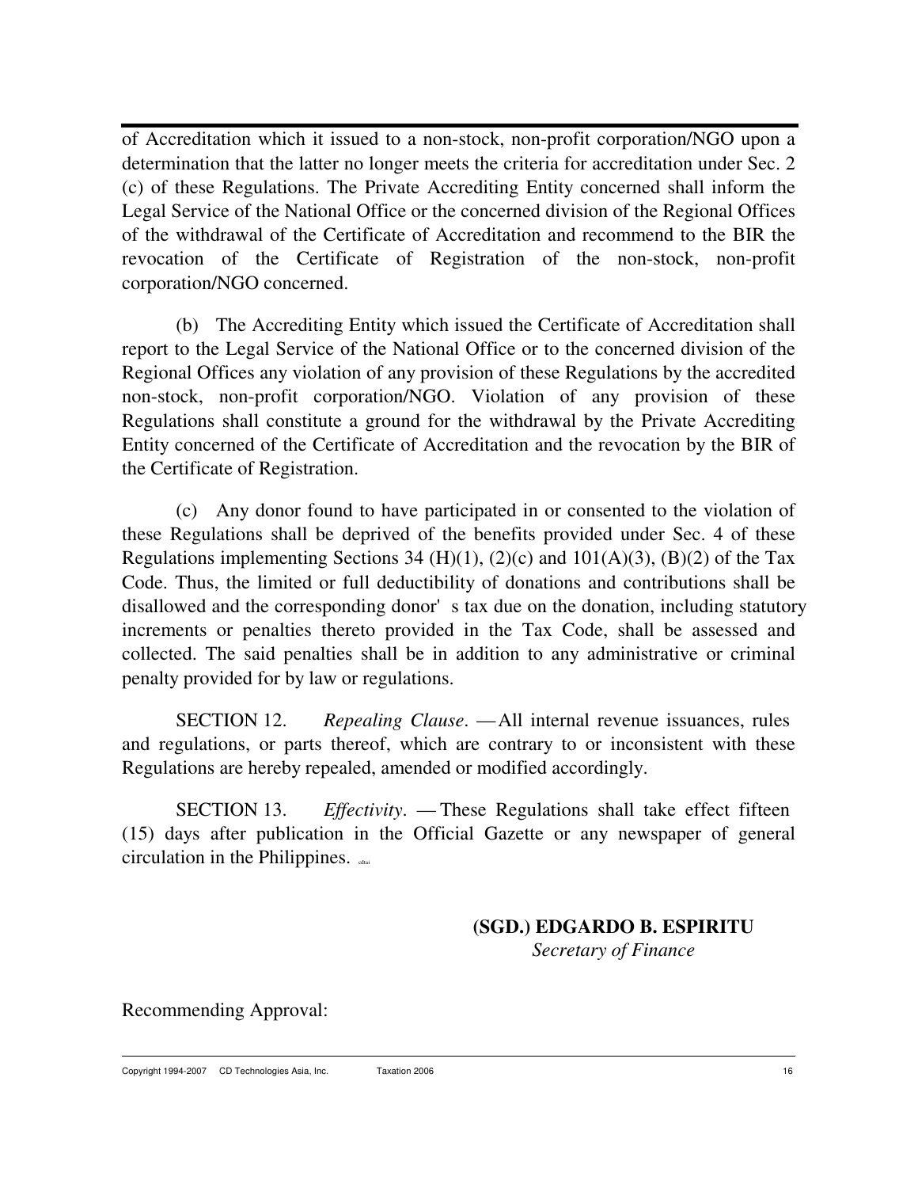of Accreditation which it issued to a non-stock, non-profit corporation/NGO upon a determination that the latter no longer meets the criteria for accreditation under Sec. 2 (c) of these Regulations. The Private Accrediting Entity concerned shall inform the Legal Service of the National Office or the concerned division of the Regional Offices of the withdrawal of the Certificate of Accreditation and recommend to the BIR the revocation of the Certificate of Registration of the non-stock, non-profit corporation/NGO concerned.

(b) The Accrediting Entity which issued the Certificate of Accreditation shall report to the Legal Service of the National Office or to the concerned division of the Regional Offices any violation of any provision of these Regulations by the accredited non-stock, non-profit corporation/NGO. Violation of any provision of these Regulations shall constitute a ground for the withdrawal by the Private Accrediting Entity concerned of the Certificate of Accreditation and the revocation by the BIR of the Certificate of Registration.

(c) Any donor found to have participated in or consented to the violation of these Regulations shall be deprived of the benefits provided under Sec. 4 of these Regulations implementing Sections 34 (H)(1), (2)(c) and 101(A)(3), (B)(2) of the Tax Code. Thus, the limited or full deductibility of donations and contributions shall be disallowed and the corresponding donor's tax due on the donation, including statutory increments or penalties thereto provided in the Tax Code, shall be assessed and collected. The said penalties shall be in addition to any administrative or criminal penalty provided for by law or regulations.

SECTION 12. *Repealing Clause*. — All internal revenue issuances, rules and regulations, or parts thereof, which are contrary to or inconsistent with these Regulations are hereby repealed, amended or modified accordingly.

SECTION 13. *Effectivity*. — These Regulations shall take effect fifteen (15) days after publication in the Official Gazette or any newspaper of general circulation in the Philippines. cdtai

**(SGD.) EDGARDO B. ESPIRITU**
*Secretary of Finance*

Recommending Approval: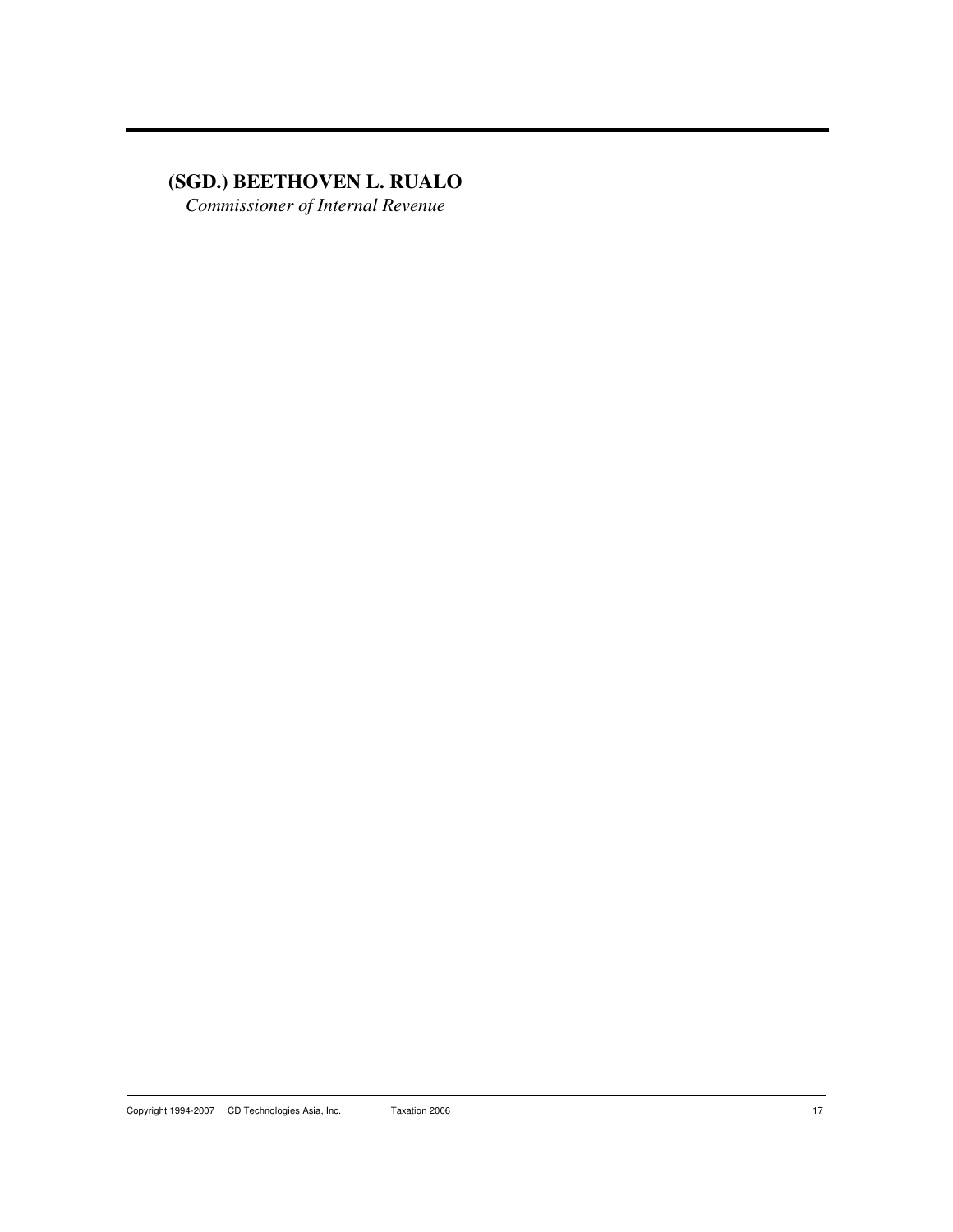**(SGD.) BEETHOVEN L. RUALO**
*Commissioner of Internal Revenue*